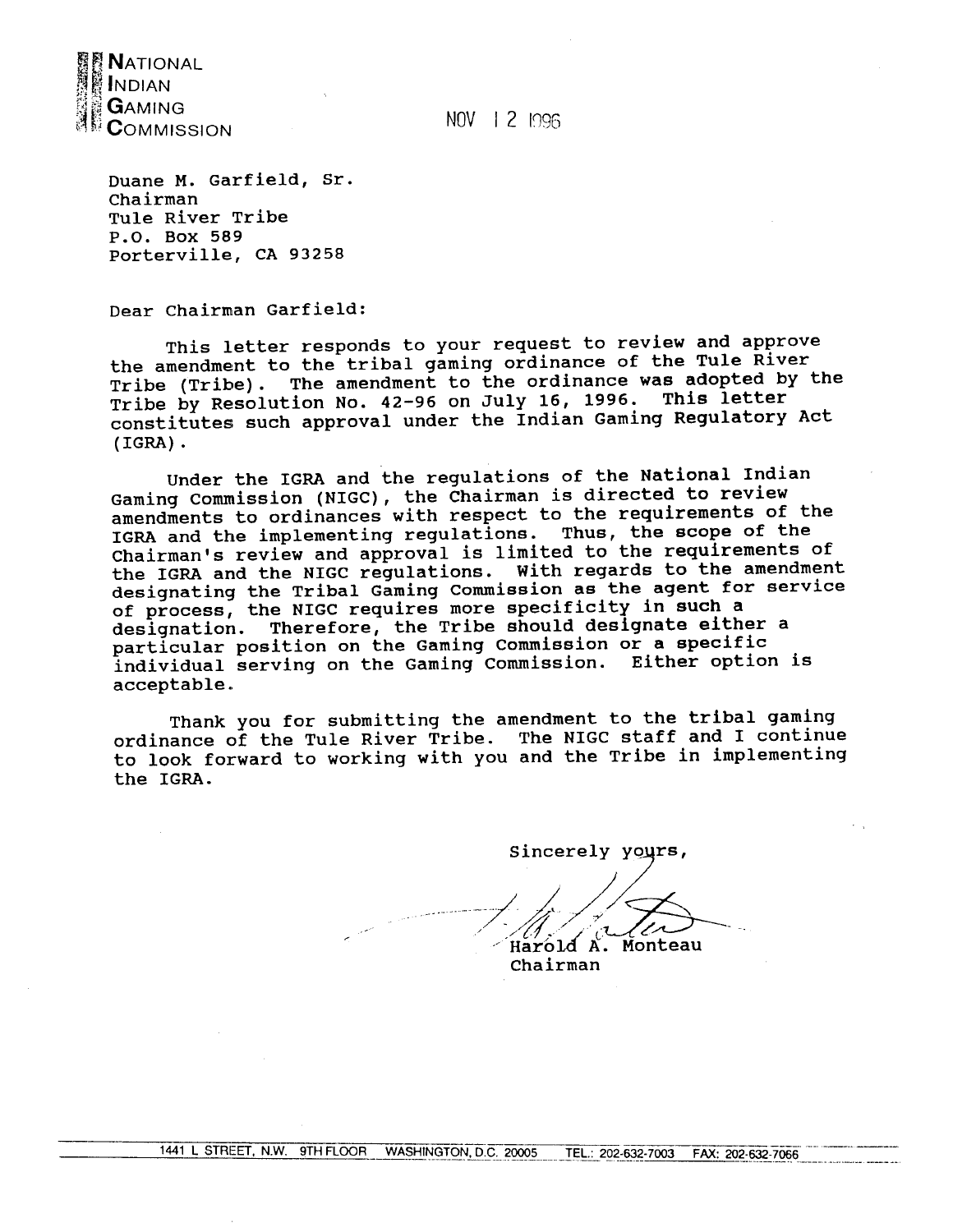**NATIONAL INDIAN GAMING COMMISSION**

NOV 12 1996

Duane M. Garfield, Sr.
Chairman
Tule River Tribe
P.O. Box 589
Porterville, CA 93258

Dear Chairman Garfield:

This letter responds to your request to review and approve the amendment to the tribal gaming ordinance of the Tule River Tribe (Tribe). The amendment to the ordinance was adopted by the Tribe by Resolution No. 42-96 on July 16, 1996. This letter constitutes such approval under the Indian Gaming Regulatory Act (IGRA).

Under the IGRA and the regulations of the National Indian Gaming Commission (NIGC), the Chairman is directed to review amendments to ordinances with respect to the requirements of the IGRA and the implementing regulations. Thus, the scope of the Chairman's review and approval is limited to the requirements of the IGRA and the NIGC regulations. With regards to the amendment designating the Tribal Gaming Commission as the agent for service of process, the NIGC requires more specificity in such a designation. Therefore, the Tribe should designate either a particular position on the Gaming Commission or a specific individual serving on the Gaming Commission. Either option is acceptable.

Thank you for submitting the amendment to the tribal gaming ordinance of the Tule River Tribe. The NIGC staff and I continue to look forward to working with you and the Tribe in implementing the IGRA.

Sincerely yours,

Harold A. Monteau
Chairman

1441 L STREET, N.W. 9TH FLOOR WASHINGTON, D.C. 20005 TEL.: 202-632-7003 FAX: 202-632-7066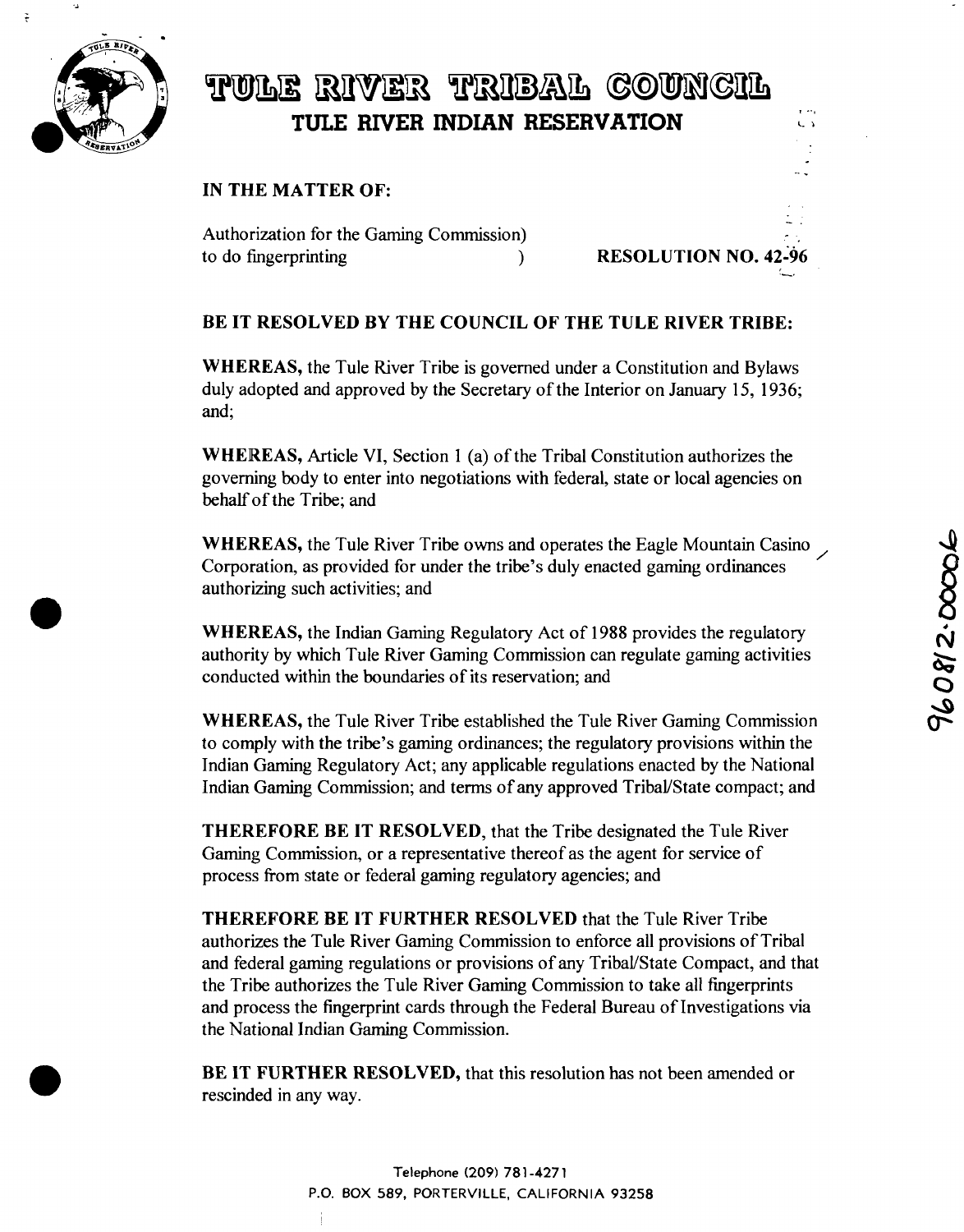# TULE RIVER TRIBAL COUNCIL

## TULE RIVER INDIAN RESERVATION

**IN THE MATTER OF:**

Authorization for the Gaming Commission)
to do fingerprinting ) **RESOLUTION NO. 42-96**

**BE IT RESOLVED BY THE COUNCIL OF THE TULE RIVER TRIBE:**

**WHEREAS,** the Tule River Tribe is governed under a Constitution and Bylaws duly adopted and approved by the Secretary of the Interior on January 15, 1936; and;

**WHEREAS,** Article VI, Section 1 (a) of the Tribal Constitution authorizes the governing body to enter into negotiations with federal, state or local agencies on behalf of the Tribe; and

**WHEREAS,** the Tule River Tribe owns and operates the Eagle Mountain Casino Corporation, as provided for under the tribe's duly enacted gaming ordinances authorizing such activities; and

**WHEREAS,** the Indian Gaming Regulatory Act of 1988 provides the regulatory authority by which Tule River Gaming Commission can regulate gaming activities conducted within the boundaries of its reservation; and

**WHEREAS,** the Tule River Tribe established the Tule River Gaming Commission to comply with the tribe's gaming ordinances; the regulatory provisions within the Indian Gaming Regulatory Act; any applicable regulations enacted by the National Indian Gaming Commission; and terms of any approved Tribal/State compact; and

**THEREFORE BE IT RESOLVED**, that the Tribe designated the Tule River Gaming Commission, or a representative thereof as the agent for service of process from state or federal gaming regulatory agencies; and

**THEREFORE BE IT FURTHER RESOLVED** that the Tule River Tribe authorizes the Tule River Gaming Commission to enforce all provisions of Tribal and federal gaming regulations or provisions of any Tribal/State Compact, and that the Tribe authorizes the Tule River Gaming Commission to take all fingerprints and process the fingerprint cards through the Federal Bureau of Investigations via the National Indian Gaming Commission.

**BE IT FURTHER RESOLVED,** that this resolution has not been amended or rescinded in any way.

Telephone (209) 781-4271
P.O. BOX 589, PORTERVILLE, CALIFORNIA 93258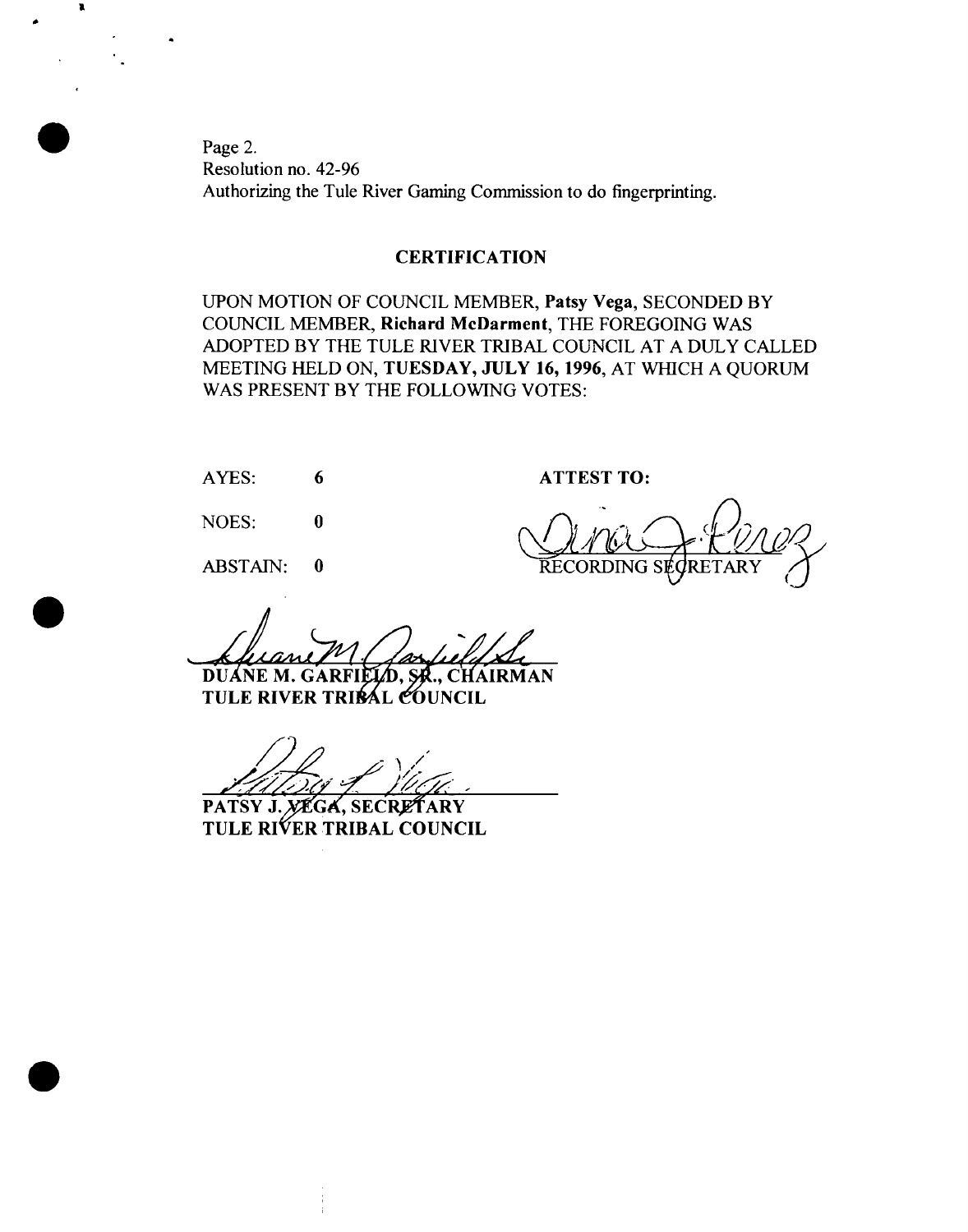Page 2.
Resolution no. 42-96
Authorizing the Tule River Gaming Commission to do fingerprinting.

## CERTIFICATION

UPON MOTION OF COUNCIL MEMBER, **Patsy Vega**, SECONDED BY COUNCIL MEMBER, **Richard McDarment**, THE FOREGOING WAS ADOPTED BY THE TULE RIVER TRIBAL COUNCIL AT A DULY CALLED MEETING HELD ON, **TUESDAY, JULY 16, 1996**, AT WHICH A QUORUM WAS PRESENT BY THE FOLLOWING VOTES:

AYES: **6**

NOES: **0**

ABSTAIN: **0**

**ATTEST TO:**

RECORDING SECRETARY

**DUANE M. GARFIELD, SR., CHAIRMAN**
**TULE RIVER TRIBAL COUNCIL**

**PATSY J. VEGA, SECRETARY**
**TULE RIVER TRIBAL COUNCIL**